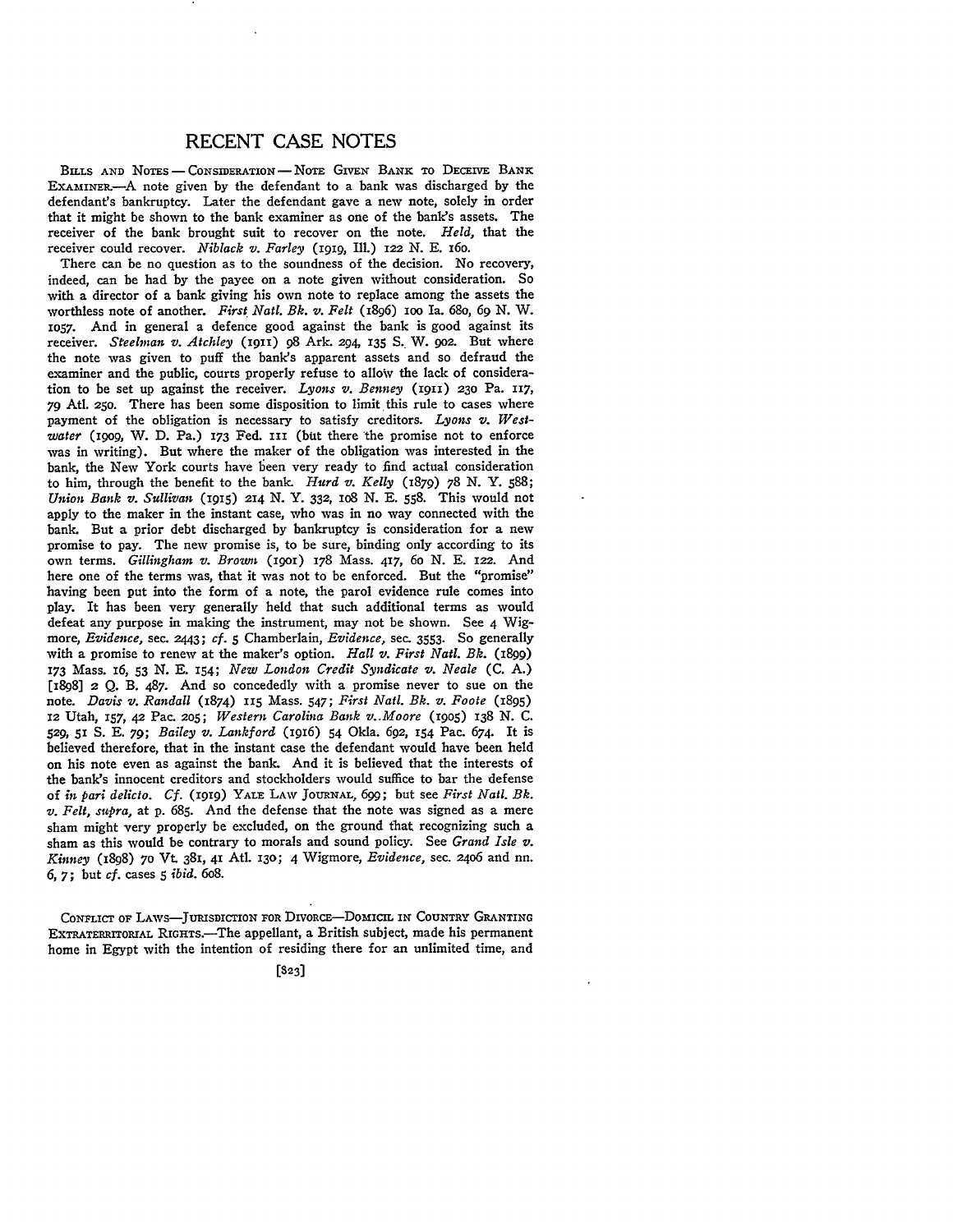# RECENT CASE NOTES

BILLS AND NOTES — CONSIDERATION — NOTE GIVEN BANK TO DECEIVE BANK EXAMINER.—A note given by the defendant to a bank was discharged by the defendant's bankruptcy. Later the defendant gave a new note, solely in order that it might be shown to the bank examiner as one of the bank's assets. The receiver of the bank brought suit to recover on the note. *Held,* that the receiver could recover. *Niblack v. Farley* (1919, Ill.) 122 N. E. 160.

There can be no question as to the soundness of the decision. No recovery, indeed, can be had by the payee on a note given without consideration. So with a director of a bank giving his own note to replace among the assets the worthless note of another. *First Natl. Bk. v. Felt* (1896) 100 Ia. 680, 69 N. W. 1057. And in general a defence good against the bank is good against its receiver. *Steelman v. Atchley* (1911) 98 Ark. 294, 135 S. W. 902. But where the note was given to puff the bank's apparent assets and so defraud the examiner and the public, courts properly refuse to allow the lack of consideration to be set up against the receiver. *Lyons v. Benney* (1911) 230 Pa. 117, 79 Atl. 250. There has been some disposition to limit this rule to cases where payment of the obligation is necessary to satisfy creditors. *Lyons v. Westwater* (1909, W. D. Pa.) 173 Fed. 111 (but there the promise not to enforce was in writing). But where the maker of the obligation was interested in the bank, the New York courts have been very ready to find actual consideration to him, through the benefit to the bank. *Hurd v. Kelly* (1879) 78 N. Y. 588; *Union Bank v. Sullivan* (1915) 214 N. Y. 332, 108 N. E. 558. This would not apply to the maker in the instant case, who was in no way connected with the bank. But a prior debt discharged by bankruptcy is consideration for a new promise to pay. The new promise is, to be sure, binding only according to its own terms. *Gillingham v. Brown* (1901) 178 Mass. 417, 60 N. E. 122. And here one of the terms was, that it was not to be enforced. But the "promise" having been put into the form of a note, the parol evidence rule comes into play. It has been very generally held that such additional terms as would defeat any purpose in making the instrument, may not be shown. See 4 Wigmore, *Evidence,* sec. 2443; *cf.* 5 Chamberlain, *Evidence,* sec. 3553. So generally with a promise to renew at the maker's option. *Hall v. First Natl. Bk.* (1899) 173 Mass. 16, 53 N. E. 154; *New London Credit Syndicate v. Neale* (C. A.) [1898] 2 Q. B. 487. And so concededly with a promise never to sue on the note. *Davis v. Randall* (1874) 115 Mass. 547; *First Natl. Bk. v. Foote* (1895) 12 Utah, 157, 42 Pac. 205; *Western Carolina Bank v. Moore* (1905) 138 N. C. 529, 51 S. E. 79; *Bailey v. Lankford* (1916) 54 Okla. 692, 154 Pac. 674. It is believed therefore, that in the instant case the defendant would have been held on his note even as against the bank. And it is believed that the interests of the bank's innocent creditors and stockholders would suffice to bar the defense of *in pari delicto*. *Cf.* (1919) YALE LAW JOURNAL, 699; but see *First Natl. Bk. v. Felt, supra,* at p. 685. And the defense that the note was signed as a mere sham might very properly be excluded, on the ground that recognizing such a sham as this would be contrary to morals and sound policy. See *Grand Isle v. Kinney* (1898) 70 Vt. 381, 41 Atl. 130; 4 Wigmore, *Evidence,* sec. 2406 and nn. 6, 7; but *cf.* cases 5 *ibid.* 608.

CONFLICT OF LAWS—JURISDICTION FOR DIVORCE—DOMICIL IN COUNTRY GRANTING EXTRATERRITORIAL RIGHTS.—The appellant, a British subject, made his permanent home in Egypt with the intention of residing there for an unlimited time, and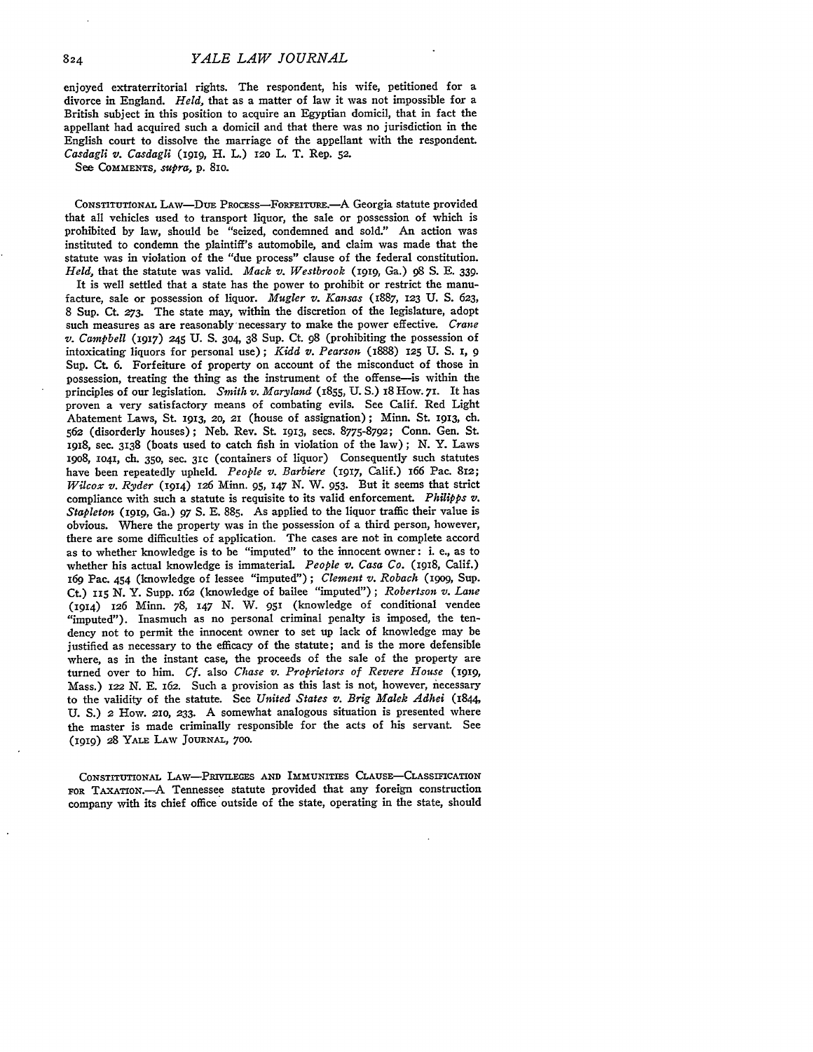enjoyed extraterritorial rights. The respondent, his wife, petitioned for a divorce in England. *Held,* that as a matter of law it was not impossible for a British subject in this position to acquire an Egyptian domicil, that in fact the appellant had acquired such a domicil and that there was no jurisdiction in the English court to dissolve the marriage of the appellant with the respondent. *Casdagli v. Casdagli* (1919, H. L.) 120 L. T. Rep. 52.

See COMMENTS, *supra,* p. 810.

CONSTITUTIONAL LAW—DUE PROCESS—FORFEITURE.—A Georgia statute provided that all vehicles used to transport liquor, the sale or possession of which is prohibited by law, should be "seized, condemned and sold." An action was instituted to condemn the plaintiff's automobile, and claim was made that the statute was in violation of the "due process" clause of the federal constitution. *Held,* that the statute was valid. *Mack v. Westbrook* (1919, Ga.) 98 S. E. 339.

It is well settled that a state has the power to prohibit or restrict the manufacture, sale or possession of liquor. *Mugler v. Kansas* (1887, 123 U. S. 623, 8 Sup. Ct. 273. The state may, within the discretion of the legislature, adopt such measures as are reasonably necessary to make the power effective. *Crane v. Campbell* (1917) 245 U. S. 304, 38 Sup. Ct. 98 (prohibiting the possession of intoxicating liquors for personal use); *Kidd v. Pearson* (1888) 125 U. S. 1, 9 Sup. Ct. 6. Forfeiture of property on account of the misconduct of those in possession, treating the thing as the instrument of the offense—is within the principles of our legislation. *Smith v. Maryland* (1855, U. S.) 18 How. 71. It has proven a very satisfactory means of combating evils. See Calif. Red Light Abatement Laws, St. 1913, 20, 21 (house of assignation); Minn. St. 1913, ch. 562 (disorderly houses); Neb. Rev. St. 1913, secs. 8775-8792; Conn. Gen. St. 1918, sec. 3138 (boats used to catch fish in violation of the law); N. Y. Laws 1908, 1041, ch. 350, sec. 31c (containers of liquor) Consequently such statutes have been repeatedly upheld. *People v. Barbiere* (1917, Calif.) 166 Pac. 812; *Wilcox v. Ryder* (1914) 126 Minn. 95, 147 N. W. 953. But it seems that strict compliance with such a statute is requisite to its valid enforcement. *Philipps v. Stapleton* (1919, Ga.) 97 S. E. 885. As applied to the liquor traffic their value is obvious. Where the property was in the possession of a third person, however, there are some difficulties of application. The cases are not in complete accord as to whether knowledge is to be "imputed" to the innocent owner: i. e., as to whether his actual knowledge is immaterial. *People v. Casa Co.* (1918, Calif.) 169 Pac. 454 (knowledge of lessee "imputed"); *Clement v. Robach* (1909, Sup. Ct.) 115 N. Y. Supp. 162 (knowledge of bailee "imputed"); *Robertson v. Lane* (1914) 126 Minn. 78, 147 N. W. 951 (knowledge of conditional vendee "imputed"). Inasmuch as no personal criminal penalty is imposed, the tendency not to permit the innocent owner to set up lack of knowledge may be justified as necessary to the efficacy of the statute; and is the more defensible where, as in the instant case, the proceeds of the sale of the property are turned over to him. *Cf.* also *Chase v. Proprietors of Revere House* (1919, Mass.) 122 N. E. 162. Such a provision as this last is not, however, necessary to the validity of the statute. See *United States v. Brig Malek Adhei* (1844, U. S.) 2 How. 210, 233. A somewhat analogous situation is presented where the master is made criminally responsible for the acts of his servant. See (1919) 28 YALE LAW JOURNAL, 700.

CONSTITUTIONAL LAW—PRIVILEGES AND IMMUNITIES CLAUSE—CLASSIFICATION FOR TAXATION.—A Tennessee statute provided that any foreign construction company with its chief office outside of the state, operating in the state, should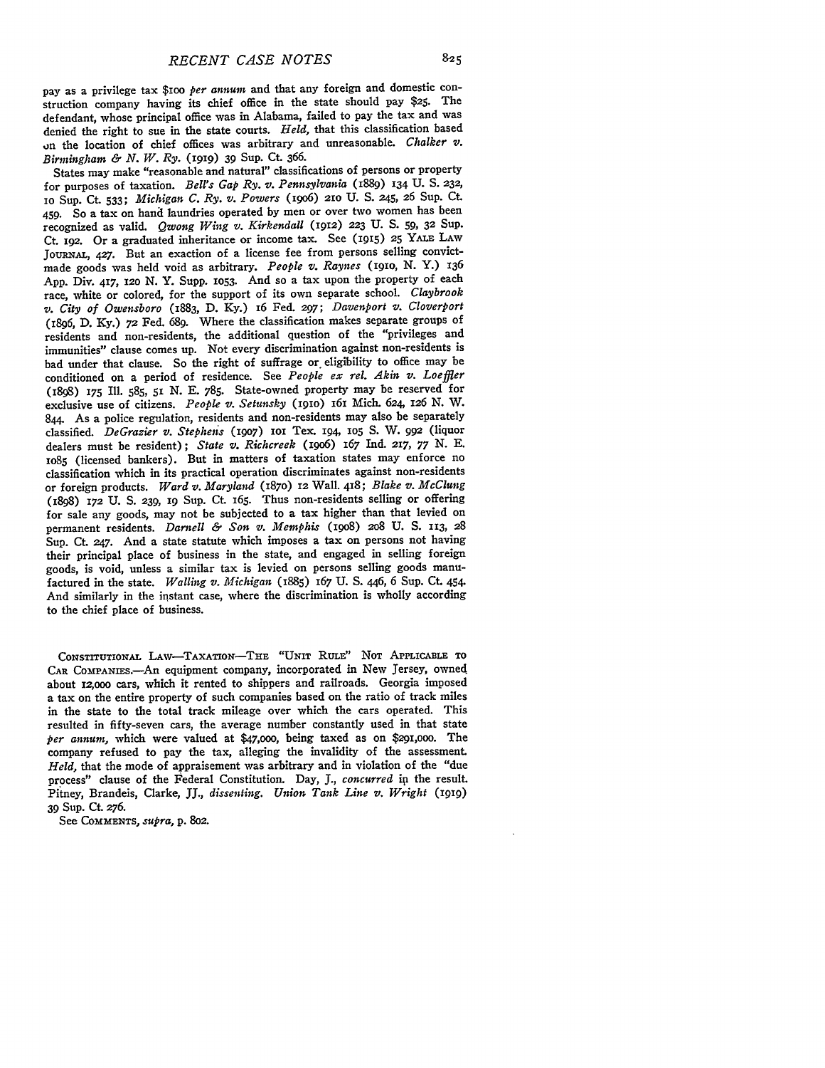pay as a privilege tax $100 *per annum* and that any foreign and domestic construction company having its chief office in the state should pay $25. The defendant, whose principal office was in Alabama, failed to pay the tax and was denied the right to sue in the state courts. *Held,* that this classification based on the location of chief offices was arbitrary and unreasonable. *Chalker v. Birmingham & N. W. Ry.* (1919) 39 Sup. Ct. 366.

States may make "reasonable and natural" classifications of persons or property for purposes of taxation. *Bell's Gap Ry. v. Pennsylvania* (1889) 134 U. S. 232, 10 Sup. Ct. 533; *Michigan C. Ry. v. Powers* (1906) 210 U. S. 245, 26 Sup. Ct. 459. So a tax on hand laundries operated by men or over two women has been recognized as valid. *Qwong Wing v. Kirkendall* (1912) 223 U. S. 59, 32 Sup. Ct. 192. Or a graduated inheritance or income tax. See (1915) 25 YALE LAW JOURNAL, 427. But an exaction of a license fee from persons selling convict-made goods was held void as arbitrary. *People v. Raynes* (1910, N. Y.) 136 App. Div. 417, 120 N. Y. Supp. 1053. And so a tax upon the property of each race, white or colored, for the support of its own separate school. *Claybrook v. City of Owensboro* (1883, D. Ky.) 16 Fed. 297; *Davenport v. Cloverport* (1896, D. Ky.) 72 Fed. 689. Where the classification makes separate groups of residents and non-residents, the additional question of the "privileges and immunities" clause comes up. Not every discrimination against non-residents is bad under that clause. So the right of suffrage or eligibility to office may be conditioned on a period of residence. See *People ex rel. Akin v. Loeffler* (1898) 175 Ill. 585, 51 N. E. 785. State-owned property may be reserved for exclusive use of citizens. *People v. Setunsky* (1910) 161 Mich. 624, 126 N. W. 844. As a police regulation, residents and non-residents may also be separately classified. *DeGrazier v. Stephens* (1907) 101 Tex. 194, 105 S. W. 992 (liquor dealers must be resident); *State v. Richcreek* (1906) 167 Ind. 217, 77 N. E. 1085 (licensed bankers). But in matters of taxation states may enforce no classification which in its practical operation discriminates against non-residents or foreign products. *Ward v. Maryland* (1870) 12 Wall. 418; *Blake v. McClung* (1898) 172 U. S. 239, 19 Sup. Ct. 165. Thus non-residents selling or offering for sale any goods, may not be subjected to a tax higher than that levied on permanent residents. *Darnell & Son v. Memphis* (1908) 208 U. S. 113, 28 Sup. Ct. 247. And a state statute which imposes a tax on persons not having their principal place of business in the state, and engaged in selling foreign goods, is void, unless a similar tax is levied on persons selling goods manufactured in the state. *Walling v. Michigan* (1885) 167 U. S. 446, 6 Sup. Ct. 454. And similarly in the instant case, where the discrimination is wholly according to the chief place of business.

CONSTITUTIONAL LAW—TAXATION—THE "UNIT RULE" NOT APPLICABLE TO CAR COMPANIES.—An equipment company, incorporated in New Jersey, owned about 12,000 cars, which it rented to shippers and railroads. Georgia imposed a tax on the entire property of such companies based on the ratio of track miles in the state to the total track mileage over which the cars operated. This resulted in fifty-seven cars, the average number constantly used in that state *per annum,* which were valued at $47,000, being taxed as on $291,000. The company refused to pay the tax, alleging the invalidity of the assessment. *Held,* that the mode of appraisement was arbitrary and in violation of the "due process" clause of the Federal Constitution. Day, J., *concurred* in the result. Pitney, Brandeis, Clarke, JJ., *dissenting. Union Tank Line v. Wright* (1919) 39 Sup. Ct. 276.

See COMMENTS, *supra,* p. 802.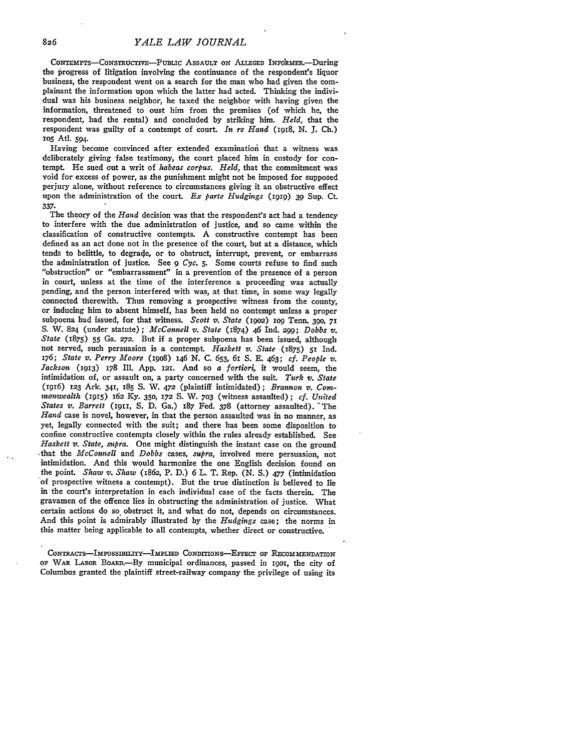CONTEMPTS—CONSTRUCTIVE—PUBLIC ASSAULT ON ALLEGED INFORMER.—During the progress of litigation involving the continuance of the respondent's liquor business, the respondent went on a search for the man who had given the complainant the information upon which the latter had acted. Thinking the individual was his business neighbor, he taxed the neighbor with having given the information, threatened to oust him from the premises (of which he, the respondent, had the rental) and concluded by striking him. *Held,* that the respondent was guilty of a contempt of court. *In re Hand* (1918, N. J. Ch.) 105 Atl. 594.

Having become convinced after extended examination that a witness was deliberately giving false testimony, the court placed him in custody for contempt. He sued out a writ of *habeas corpus*. *Held,* that the commitment was void for excess of power, as the punishment might not be imposed for supposed perjury alone, without reference to circumstances giving it an obstructive effect upon the administration of the court. *Ex parte Hudgings* (1919) 39 Sup. Ct. 337.

The theory of the *Hand* decision was that the respondent's act had a tendency to interfere with the due administration of justice, and so came within the classification of constructive contempts. A constructive contempt has been defined as an act done not in the presence of the court, but at a distance, which tends to belittle, to degrade, or to obstruct, interrupt, prevent, or embarrass the administration of justice. See 9 *Cyc.* 5. Some courts refuse to find such "obstruction" or "embarrassment" in a prevention of the presence of a person in court, unless at the time of the interference a proceeding was actually pending, and the person interfered with was, at that time, in some way legally connected therewith. Thus removing a prospective witness from the county, or inducing him to absent himself, has been held no contempt unless a proper subpoena had issued, for that witness. *Scott v. State* (1902) 109 Tenn. 390, 71 S. W. 824 (under statute); *McConnell v. State* (1874) 46 Ind. 299; *Dobbs v. State* (1875) 55 Ga. 272. But if a proper subpoena has been issued, although not served, such persuasion is a contempt. *Haskett v. State* (1875) 51 Ind. 176; *State v. Perry Moore* (1908) 146 N. C. 653, 61 S. E. 463; *cf. People v. Jackson* (1913) 178 Ill. App. 121. And so *a fortiori,* it would seem, the intimidation of, or assault on, a party concerned with the suit. *Turk v. State* (1916) 123 Ark. 341, 185 S. W. 472 (plaintiff intimidated); *Brannon v. Commonwealth* (1915) 162 Ky. 350, 172 S. W. 703 (witness assaulted); *cf. United States v. Barrett* (1911, S. D. Ga.) 187 Fed. 378 (attorney assaulted). The *Hand* case is novel, however, in that the person assaulted was in no manner, as yet, legally connected with the suit; and there has been some disposition to confine constructive contempts closely within the rules already established. See *Haskett v. State, supra.* One might distinguish the instant case on the ground that the *McConnell* and *Dobbs* cases, *supra,* involved mere persuasion, not intimidation. And this would harmonize the one English decision found on the point. *Shaw v. Shaw* (1862, P. D.) 6 L. T. Rep. (N. S.) 477 (intimidation of prospective witness a contempt). But the true distinction is believed to lie in the court's interpretation in each individual case of the facts therein. The gravamen of the offence lies in obstructing the administration of justice. What certain actions do so obstruct it, and what do not, depends on circumstances. And this point is admirably illustrated by the *Hudgings* case; the norms in this matter being applicable to all contempts, whether direct or constructive.

CONTRACTS—IMPOSSIBILITY—IMPLIED CONDITIONS—EFFECT OF RECOMMENDATION OF WAR LABOR BOARD.—By municipal ordinances, passed in 1901, the city of Columbus granted the plaintiff street-railway company the privilege of using its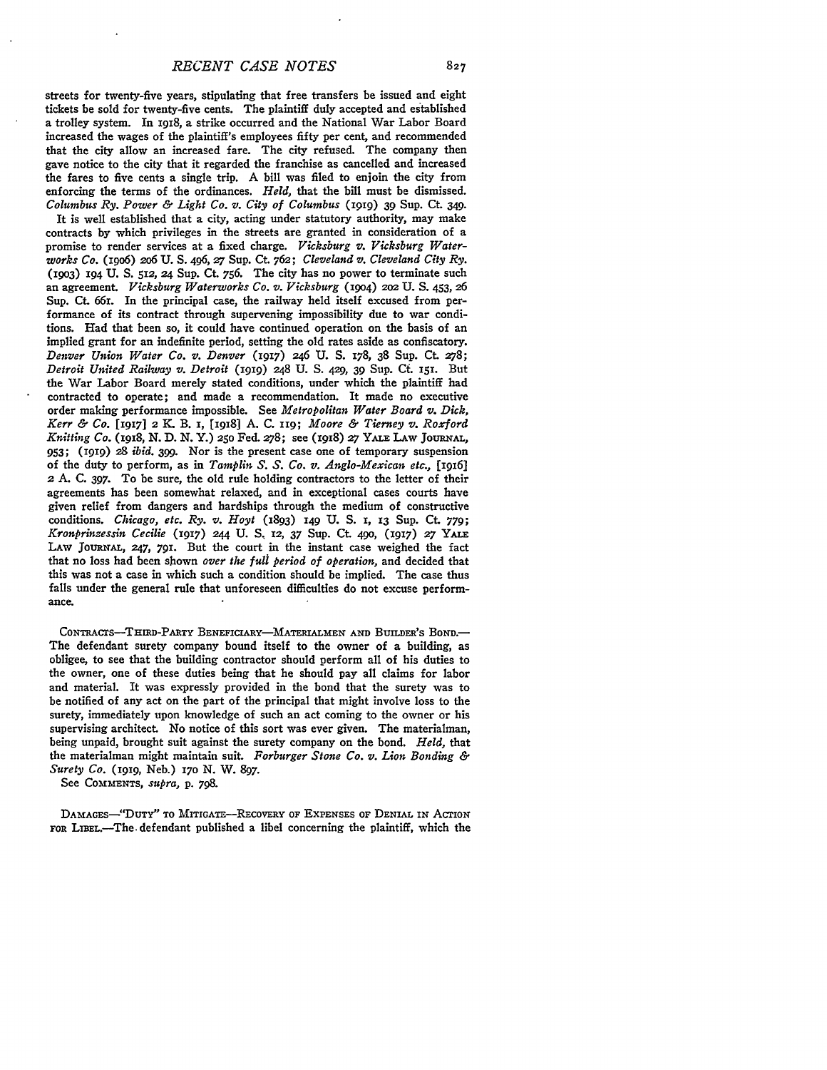streets for twenty-five years, stipulating that free transfers be issued and eight tickets be sold for twenty-five cents. The plaintiff duly accepted and established a trolley system. In 1918, a strike occurred and the National War Labor Board increased the wages of the plaintiff's employees fifty per cent, and recommended that the city allow an increased fare. The city refused. The company then gave notice to the city that it regarded the franchise as cancelled and increased the fares to five cents a single trip. A bill was filed to enjoin the city from enforcing the terms of the ordinances. *Held,* that the bill must be dismissed. *Columbus Ry. Power & Light Co. v. City of Columbus* (1919) 39 Sup. Ct. 349.

It is well established that a city, acting under statutory authority, may make contracts by which privileges in the streets are granted in consideration of a promise to render services at a fixed charge. *Vicksburg v. Vicksburg Waterworks Co.* (1906) 206 U. S. 496, 27 Sup. Ct. 762; *Cleveland v. Cleveland City Ry.* (1903) 194 U. S. 512, 24 Sup. Ct. 756. The city has no power to terminate such an agreement. *Vicksburg Waterworks Co. v. Vicksburg* (1904) 202 U. S. 453, 26 Sup. Ct. 661. In the principal case, the railway held itself excused from performance of its contract through supervening impossibility due to war conditions. Had that been so, it could have continued operation on the basis of an implied grant for an indefinite period, setting the old rates aside as confiscatory. *Denver Union Water Co. v. Denver* (1917) 246 U. S. 178, 38 Sup. Ct. 278; *Detroit United Railway v. Detroit* (1919) 248 U. S. 429, 39 Sup. Ct. 151. But the War Labor Board merely stated conditions, under which the plaintiff had contracted to operate; and made a recommendation. It made no executive order making performance impossible. See *Metropolitan Water Board v. Dick, Kerr & Co.* [1917] 2 K. B. 1, [1918] A. C. 119; *Moore & Tierney v. Roxford Knitting Co.* (1918, N. D. N. Y.) 250 Fed. 278; see (1918) 27 YALE LAW JOURNAL, 953; (1919) 28 *ibid.* 399. Nor is the present case one of temporary suspension of the duty to perform, as in *Tamplin S. S. Co. v. Anglo-Mexican etc.,* [1916] 2 A. C. 397. To be sure, the old rule holding contractors to the letter of their agreements has been somewhat relaxed, and in exceptional cases courts have given relief from dangers and hardships through the medium of constructive conditions. *Chicago, etc. Ry. v. Hoyt* (1893) 149 U. S. 1, 13 Sup. Ct. 779; *Kronprinzessin Cecilie* (1917) 244 U. S. 12, 37 Sup. Ct. 490, (1917) 27 YALE LAW JOURNAL, 247, 791. But the court in the instant case weighed the fact that no loss had been shown *over the full period of operation,* and decided that this was not a case in which such a condition should be implied. The case thus falls under the general rule that unforeseen difficulties do not excuse performance.

CONTRACTS—THIRD-PARTY BENEFICIARY—MATERIALMEN AND BUILDER'S BOND.—The defendant surety company bound itself to the owner of a building, as obligee, to see that the building contractor should perform all of his duties to the owner, one of these duties being that he should pay all claims for labor and material. It was expressly provided in the bond that the surety was to be notified of any act on the part of the principal that might involve loss to the surety, immediately upon knowledge of such an act coming to the owner or his supervising architect. No notice of this sort was ever given. The materialman, being unpaid, brought suit against the surety company on the bond. *Held,* that the materialman might maintain suit. *Forburger Stone Co. v. Lion Bonding & Surety Co.* (1919, Neb.) 170 N. W. 897.

See COMMENTS, *supra,* p. 798.

DAMAGES—"DUTY" TO MITIGATE—RECOVERY OF EXPENSES OF DENIAL IN ACTION FOR LIBEL.—The defendant published a libel concerning the plaintiff, which the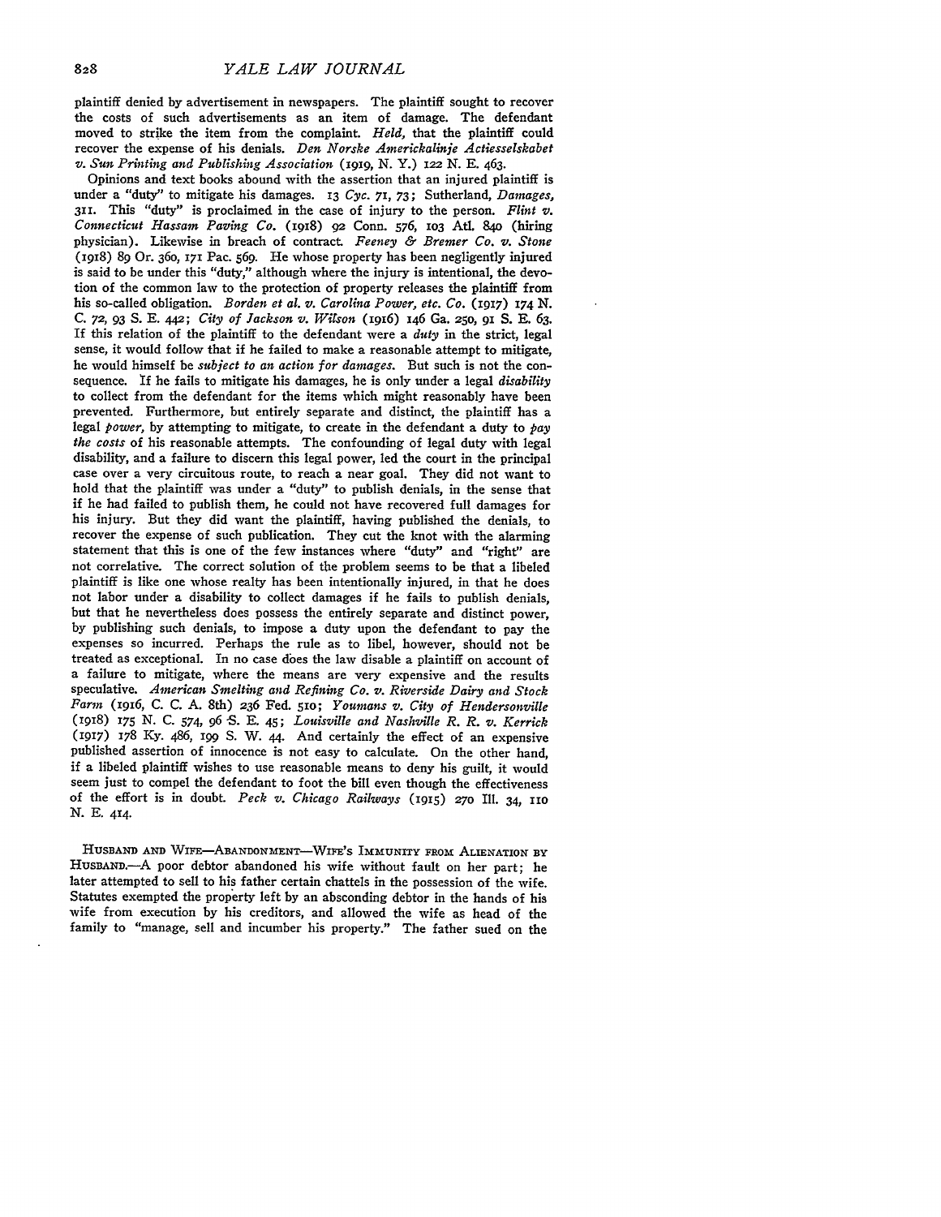plaintiff denied by advertisement in newspapers. The plaintiff sought to recover the costs of such advertisements as an item of damage. The defendant moved to strike the item from the complaint. *Held*, that the plaintiff could recover the expense of his denials. *Den Norske Americkalinje Actiesselskabet v. Sun Printing and Publishing Association* (1919, N. Y.) 122 N. E. 463.

Opinions and text books abound with the assertion that an injured plaintiff is under a "duty" to mitigate his damages. 13 *Cyc.* 71, 73; Sutherland, *Damages*, 311. This "duty" is proclaimed in the case of injury to the person. *Flint v. Connecticut Hassam Paving Co.* (1918) 92 Conn. 576, 103 Atl. 840 (hiring physician). Likewise in breach of contract. *Feeney & Bremer Co. v. Stone* (1918) 89 Or. 360, 171 Pac. 569. He whose property has been negligently injured is said to be under this "duty," although where the injury is intentional, the devotion of the common law to the protection of property releases the plaintiff from his so-called obligation. *Borden et al. v. Carolina Power, etc. Co.* (1917) 174 N. C. 72, 93 S. E. 442; *City of Jackson v. Wilson* (1916) 146 Ga. 250, 91 S. E. 63. If this relation of the plaintiff to the defendant were a *duty* in the strict, legal sense, it would follow that if he failed to make a reasonable attempt to mitigate, he would himself be *subject to an action for damages*. But such is not the consequence. If he fails to mitigate his damages, he is only under a legal *disability* to collect from the defendant for the items which might reasonably have been prevented. Furthermore, but entirely separate and distinct, the plaintiff has a legal *power*, by attempting to mitigate, to create in the defendant a duty to *pay the costs* of his reasonable attempts. The confounding of legal duty with legal disability, and a failure to discern this legal power, led the court in the principal case over a very circuitous route, to reach a near goal. They did not want to hold that the plaintiff was under a "duty" to publish denials, in the sense that if he had failed to publish them, he could not have recovered full damages for his injury. But they did want the plaintiff, having published the denials, to recover the expense of such publication. They cut the knot with the alarming statement that this is one of the few instances where "duty" and "right" are not correlative. The correct solution of the problem seems to be that a libeled plaintiff is like one whose realty has been intentionally injured, in that he does not labor under a disability to collect damages if he fails to publish denials, but that he nevertheless does possess the entirely separate and distinct power, by publishing such denials, to impose a duty upon the defendant to pay the expenses so incurred. Perhaps the rule as to libel, however, should not be treated as exceptional. In no case does the law disable a plaintiff on account of a failure to mitigate, where the means are very expensive and the results speculative. *American Smelting and Refining Co. v. Riverside Dairy and Stock Farm* (1916, C. C. A. 8th) 236 Fed. 510; *Youmans v. City of Hendersonville* (1918) 175 N. C. 574, 96 S. E. 45; *Louisville and Nashville R. R. v. Kerrick* (1917) 178 Ky. 486, 199 S. W. 44. And certainly the effect of an expensive published assertion of innocence is not easy to calculate. On the other hand, if a libeled plaintiff wishes to use reasonable means to deny his guilt, it would seem just to compel the defendant to foot the bill even though the effectiveness of the effort is in doubt. *Peck v. Chicago Railways* (1915) 270 Ill. 34, 110 N. E. 414.

HUSBAND AND WIFE—ABANDONMENT—WIFE'S IMMUNITY FROM ALIENATION BY HUSBAND.—A poor debtor abandoned his wife without fault on her part; he later attempted to sell to his father certain chattels in the possession of the wife. Statutes exempted the property left by an absconding debtor in the hands of his wife from execution by his creditors, and allowed the wife as head of the family to "manage, sell and incumber his property." The father sued on the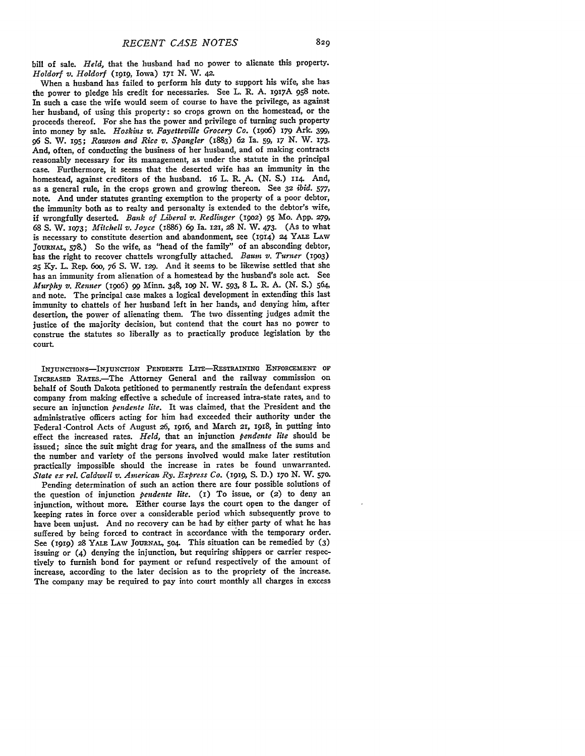bill of sale. *Held,* that the husband had no power to alienate this property. *Holdorf v. Holdorf* (1919, Iowa) 171 N. W. 42.

When a husband has failed to perform his duty to support his wife, she has the power to pledge his credit for necessaries. See L. R. A. 1917A 958 note. In such a case the wife would seem of course to have the privilege, as against her husband, of using this property: so crops grown on the homestead, or the proceeds thereof. For she has the power and privilege of turning such property into money by sale. *Hoskins v. Fayetteville Grocery Co.* (1906) 179 Ark. 399, 96 S. W. 195; *Rawson and Rice v. Spangler* (1883) 62 Ia. 59, 17 N. W. 173. And, often, of conducting the business of her husband, and of making contracts reasonably necessary for its management, as under the statute in the principal case. Furthermore, it seems that the deserted wife has an immunity in the homestead, against creditors of the husband. 16 L. R. A. (N. S.) 114. And, as a general rule, in the crops grown and growing thereon. See 32 *ibid.* 577, note. And under statutes granting exemption to the property of a poor debtor, the immunity both as to realty and personalty is extended to the debtor's wife, if wrongfully deserted. *Bank of Liberal v. Redlinger* (1902) 95 Mo. App. 279, 68 S. W. 1073; *Mitchell v. Joyce* (1886) 69 Ia. 121, 28 N. W. 473. (As to what is necessary to constitute desertion and abandonment, see (1914) 24 YALE LAW JOURNAL, 578.) So the wife, as "head of the family" of an absconding debtor, has the right to recover chattels wrongfully attached. *Baum v. Turner* (1903) 25 Ky. L. Rep. 600, 76 S. W. 129. And it seems to be likewise settled that she has an immunity from alienation of a homestead by the husband's sole act. See *Murphy v. Renner* (1906) 99 Minn. 348, 109 N. W. 593, 8 L. R. A. (N. S.) 564, and note. The principal case makes a logical development in extending this last immunity to chattels of her husband left in her hands, and denying him, after desertion, the power of alienating them. The two dissenting judges admit the justice of the majority decision, but contend that the court has no power to construe the statutes so liberally as to practically produce legislation by the court.

INJUNCTIONS—INJUNCTION PENDENTE LITE—RESTRAINING ENFORCEMENT OF INCREASED RATES.—The Attorney General and the railway commission on behalf of South Dakota petitioned to permanently restrain the defendant express company from making effective a schedule of increased intra-state rates, and to secure an injunction *pendente lite.* It was claimed, that the President and the administrative officers acting for him had exceeded their authority under the Federal Control Acts of August 26, 1916, and March 21, 1918, in putting into effect the increased rates. *Held,* that an injunction *pendente lite* should be issued; since the suit might drag for years, and the smallness of the sums and the number and variety of the persons involved would make later restitution practically impossible should the increase in rates be found unwarranted. *State ex rel. Caldwell v. American Ry. Express Co.* (1919, S. D.) 170 N. W. 570.

Pending determination of such an action there are four possible solutions of the question of injunction *pendente lite.* (1) To issue, or (2) to deny an injunction, without more. Either course lays the court open to the danger of keeping rates in force over a considerable period which subsequently prove to have been unjust. And no recovery can be had by either party of what he has suffered by being forced to contract in accordance with the temporary order. See (1919) 28 YALE LAW JOURNAL, 504. This situation can be remedied by (3) issuing or (4) denying the injunction, but requiring shippers or carrier respectively to furnish bond for payment or refund respectively of the amount of increase, according to the later decision as to the propriety of the increase. The company may be required to pay into court monthly all charges in excess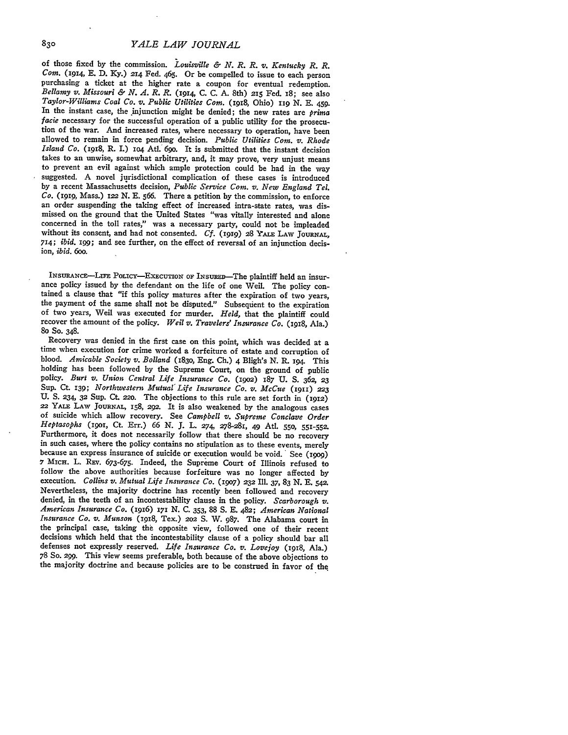of those fixed by the commission. *Louisville & N. R. R. v. Kentucky R. R. Com.* (1914, E. D. Ky.) 214 Fed. 465. Or be compelled to issue to each person purchasing a ticket at the higher rate a coupon for eventual redemption. *Bellamy v. Missouri & N. A. R. R.* (1914, C. C. A. 8th) 215 Fed. 18; see also *Taylor-Williams Coal Co. v. Public Utilities Com.* (1918, Ohio) 119 N. E. 459. In the instant case, the injunction might be denied; the new rates are *prima facie* necessary for the successful operation of a public utility for the prosecution of the war. And increased rates, where necessary to operation, have been allowed to remain in force pending decision. *Public Utilities Com. v. Rhode Island Co.* (1918, R. I.) 104 Atl. 690. It is submitted that the instant decision takes to an unwise, somewhat arbitrary, and, it may prove, very unjust means to prevent an evil against which ample protection could be had in the way suggested. A novel jurisdictional complication of these cases is introduced by a recent Massachusetts decision, *Public Service Com. v. New England Tel. Co.* (1919, Mass.) 122 N. E. 566. There a petition by the commission, to enforce an order suspending the taking effect of increased intra-state rates, was dismissed on the ground that the United States "was vitally interested and alone concerned in the toll rates," was a necessary party, could not be impleaded without its consent, and had not consented. *Cf.* (1919) 28 YALE LAW JOURNAL, 714; *ibid.* 199; and see further, on the effect of reversal of an injunction decision, *ibid.* 600.

INSURANCE—LIFE POLICY—EXECUTION OF INSURED—The plaintiff held an insurance policy issued by the defendant on the life of one Weil. The policy contained a clause that "if this policy matures after the expiration of two years, the payment of the same shall not be disputed." Subsequent to the expiration of two years, Weil was executed for murder. *Held,* that the plaintiff could recover the amount of the policy. *Weil v. Travelers' Insurance Co.* (1918, Ala.) 80 So. 348.

Recovery was denied in the first case on this point, which was decided at a time when execution for crime worked a forfeiture of estate and corruption of blood. *Amicable Society v. Bolland* (1830, Eng. Ch.) 4 Bligh's N. R. 194. This holding has been followed by the Supreme Court, on the ground of public policy. *Burt v. Union Central Life Insurance Co.* (1902) 187 U. S. 362, 23 Sup. Ct. 139; *Northwestern Mutual Life Insurance Co. v. McCue* (1911) 223 U. S. 234, 32 Sup. Ct. 220. The objections to this rule are set forth in (1912) 22 YALE LAW JOURNAL, 158, 292. It is also weakened by the analogous cases of suicide which allow recovery. See *Campbell v. Supreme Conclave Order Heptasophs* (1901, Ct. Err.) 66 N. J. L. 274, 278-281, 49 Atl. 550, 551-552. Furthermore, it does not necessarily follow that there should be no recovery in such cases, where the policy contains no stipulation as to these events, merely because an express insurance of suicide or execution would be void. See (1909) 7 MICH. L. REV. 673-675. Indeed, the Supreme Court of Illinois refused to follow the above authorities because forfeiture was no longer affected by execution. *Collins v. Mutual Life Insurance Co.* (1907) 232 Ill. 37, 83 N. E. 542. Nevertheless, the majority doctrine has recently been followed and recovery denied, in the teeth of an incontestability clause in the policy. *Scarborough v. American Insurance Co.* (1916) 171 N. C. 353, 88 S. E. 482; *American National Insurance Co. v. Munson* (1918, Tex.) 202 S. W. 987. The Alabama court in the principal case, taking the opposite view, followed one of their recent decisions which held that the incontestability clause of a policy should bar all defenses not expressly reserved. *Life Insurance Co. v. Lovejoy* (1918, Ala.) 78 So. 299. This view seems preferable, both because of the above objections to the majority doctrine and because policies are to be construed in favor of the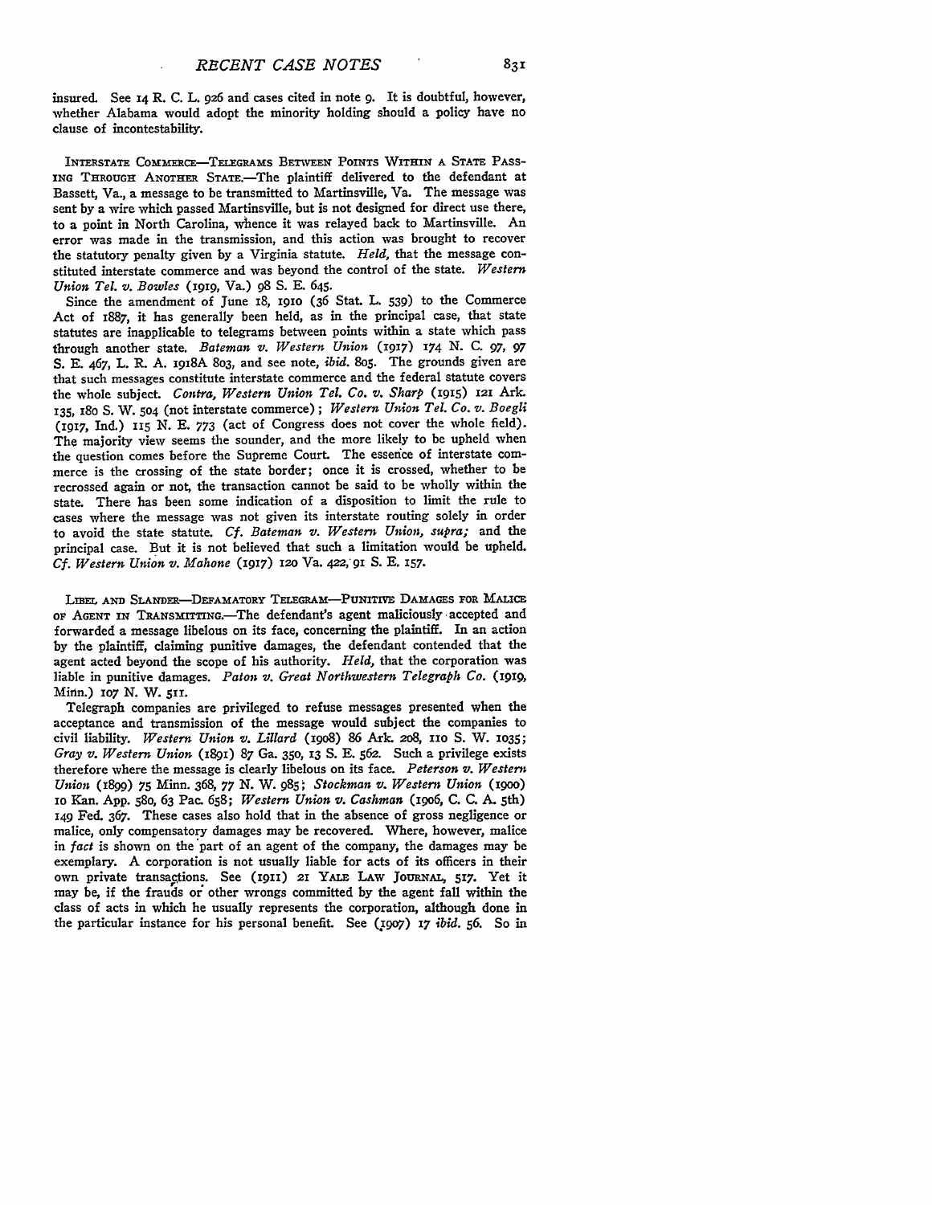insured. See 14 R. C. L. 926 and cases cited in note 9. It is doubtful, however, whether Alabama would adopt the minority holding should a policy have no clause of incontestability.

INTERSTATE COMMERCE—TELEGRAMS BETWEEN POINTS WITHIN A STATE PASSING THROUGH ANOTHER STATE.—The plaintiff delivered to the defendant at Bassett, Va., a message to be transmitted to Martinsville, Va. The message was sent by a wire which passed Martinsville, but is not designed for direct use there, to a point in North Carolina, whence it was relayed back to Martinsville. An error was made in the transmission, and this action was brought to recover the statutory penalty given by a Virginia statute. *Held,* that the message constituted interstate commerce and was beyond the control of the state. *Western Union Tel. v. Bowles* (1919, Va.) 98 S. E. 645.

Since the amendment of June 18, 1910 (36 Stat. L. 539) to the Commerce Act of 1887, it has generally been held, as in the principal case, that state statutes are inapplicable to telegrams between points within a state which pass through another state. *Bateman v. Western Union* (1917) 174 N. C. 97, 97 S. E. 467, L. R. A. 1918A 803, and see note, *ibid.* 805. The grounds given are that such messages constitute interstate commerce and the federal statute covers the whole subject. *Contra, Western Union Tel. Co. v. Sharp* (1915) 121 Ark. 135, 180 S. W. 504 (not interstate commerce); *Western Union Tel. Co. v. Boegli* (1917, Ind.) 115 N. E. 773 (act of Congress does not cover the whole field). The majority view seems the sounder, and the more likely to be upheld when the question comes before the Supreme Court. The essence of interstate commerce is the crossing of the state border; once it is crossed, whether to be recrossed again or not, the transaction cannot be said to be wholly within the state. There has been some indication of a disposition to limit the rule to cases where the message was not given its interstate routing solely in order to avoid the state statute. *Cf. Bateman v. Western Union, supra;* and the principal case. But it is not believed that such a limitation would be upheld. *Cf. Western Union v. Mahone* (1917) 120 Va. 422, 91 S. E. 157.

LIBEL AND SLANDER—DEFAMATORY TELEGRAM—PUNITIVE DAMAGES FOR MALICE OF AGENT IN TRANSMITTING.—The defendant's agent maliciously accepted and forwarded a message libelous on its face, concerning the plaintiff. In an action by the plaintiff, claiming punitive damages, the defendant contended that the agent acted beyond the scope of his authority. *Held,* that the corporation was liable in punitive damages. *Paton v. Great Northwestern Telegraph Co.* (1919, Minn.) 107 N. W. 511.

Telegraph companies are privileged to refuse messages presented when the acceptance and transmission of the message would subject the companies to civil liability. *Western Union v. Lillard* (1908) 86 Ark. 208, 110 S. W. 1035; *Gray v. Western Union* (1891) 87 Ga. 350, 13 S. E. 562. Such a privilege exists therefore where the message is clearly libelous on its face. *Peterson v. Western Union* (1899) 75 Minn. 368, 77 N. W. 985; *Stockman v. Western Union* (1900) 10 Kan. App. 580, 63 Pac. 658; *Western Union v. Cashman* (1906, C. C. A. 5th) 149 Fed. 367. These cases also hold that in the absence of gross negligence or malice, only compensatory damages may be recovered. Where, however, malice in *fact* is shown on the part of an agent of the company, the damages may be exemplary. A corporation is not usually liable for acts of its officers in their own private transactions. See (1911) 21 YALE LAW JOURNAL, 517. Yet it may be, if the frauds or other wrongs committed by the agent fall within the class of acts in which he usually represents the corporation, although done in the particular instance for his personal benefit. See (1907) 17 *ibid.* 56. So in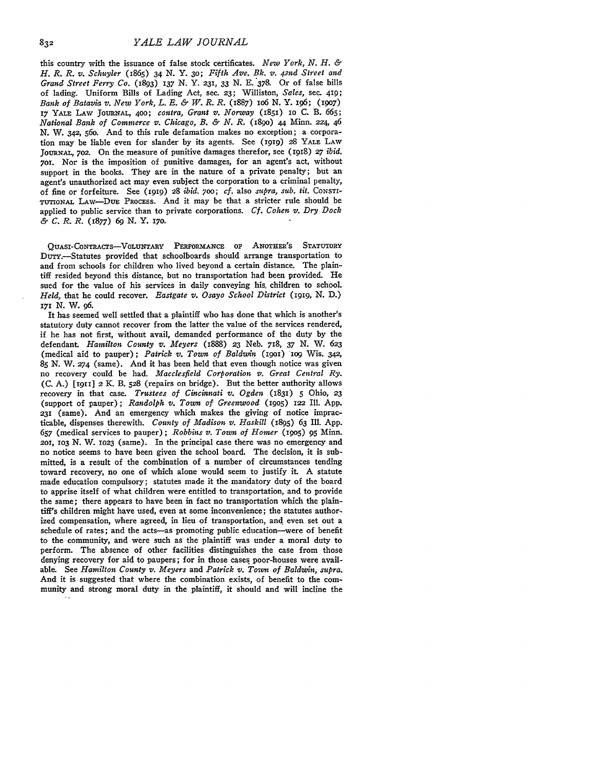this country with the issuance of false stock certificates. *New York, N. H. & H. R. R. v. Schuyler* (1865) 34 N. Y. 30; *Fifth Ave. Bk. v. 42nd Street and Grand Street Ferry Co.* (1893) 137 N. Y. 231, 33 N. E. 378. Or of false bills of lading. Uniform Bills of Lading Act, sec. 23; Williston, *Sales*, sec. 419; *Bank of Batavia v. New York, L. E. & W. R. R.* (1887) 106 N. Y. 196; (1907) 17 YALE LAW JOURNAL, 400; *contra*, *Grant v. Norway* (1851) 10 C. B. 665; *National Bank of Commerce v. Chicago, B. & N. R.* (1890) 44 Minn. 224, 46 N. W. 342, 560. And to this rule defamation makes no exception; a corporation may be liable even for slander by its agents. See (1919) 28 YALE LAW JOURNAL, 702. On the measure of punitive damages therefor, see (1918) 27 *ibid.* 701. Nor is the imposition of punitive damages, for an agent's act, without support in the books. They are in the nature of a private penalty; but an agent's unauthorized act may even subject the corporation to a criminal penalty, of fine or forfeiture. See (1919) 28 *ibid.* 700; *cf.* also *supra, sub. tit.* CONSTITUTIONAL LAW—DUE PROCESS. And it may be that a stricter rule should be applied to public service than to private corporations. *Cf. Cohen v. Dry Dock & C. R. R.* (1877) 69 N. Y. 170.

QUASI-CONTRACTS—VOLUNTARY PERFORMANCE OF ANOTHER'S STATUTORY DUTY.—Statutes provided that schoolboards should arrange transportation to and from schools for children who lived beyond a certain distance. The plaintiff resided beyond this distance, but no transportation had been provided. He sued for the value of his services in daily conveying his children to school. *Held*, that he could recover. *Eastgate v. Osayo School District* (1919, N. D.) 171 N. W. 96.

It has seemed well settled that a plaintiff who has done that which is another's statutory duty cannot recover from the latter the value of the services rendered, if he has not first, without avail, demanded performance of the duty by the defendant. *Hamilton County v. Meyers* (1888) 23 Neb. 718, 37 N. W. 623 (medical aid to pauper); *Patrick v. Town of Baldwin* (1901) 109 Wis. 342, 85 N. W. 274 (same). And it has been held that even though notice was given no recovery could be had. *Macclesfield Corporation v. Great Central Ry.* (C. A.) [1911] 2 K. B. 528 (repairs on bridge). But the better authority allows recovery in that case. *Trustees of Cincinnati v. Ogden* (1831) 5 Ohio, 23 (support of pauper); *Randolph v. Town of Greenwood* (1905) 122 Ill. App. 231 (same). And an emergency which makes the giving of notice impracticable, dispenses therewith. *County of Madison v. Haskill* (1895) 63 Ill. App. 657 (medical services to pauper); *Robbins v. Town of Homer* (1905) 95 Minn. 201, 103 N. W. 1023 (same). In the principal case there was no emergency and no notice seems to have been given the school board. The decision, it is submitted, is a result of the combination of a number of circumstances tending toward recovery, no one of which alone would seem to justify it. A statute made education compulsory; statutes made it the mandatory duty of the board to apprise itself of what children were entitled to transportation, and to provide the same; there appears to have been in fact no transportation which the plaintiff's children might have used, even at some inconvenience; the statutes authorized compensation, where agreed, in lieu of transportation, and even set out a schedule of rates; and the acts—as promoting public education—were of benefit to the community, and were such as the plaintiff was under a moral duty to perform. The absence of other facilities distinguishes the case from those denying recovery for aid to paupers; for in those cases poor-houses were available. See *Hamilton County v. Meyers* and *Patrick v. Town of Baldwin, supra.* And it is suggested that where the combination exists, of benefit to the community and strong moral duty in the plaintiff, it should and will incline the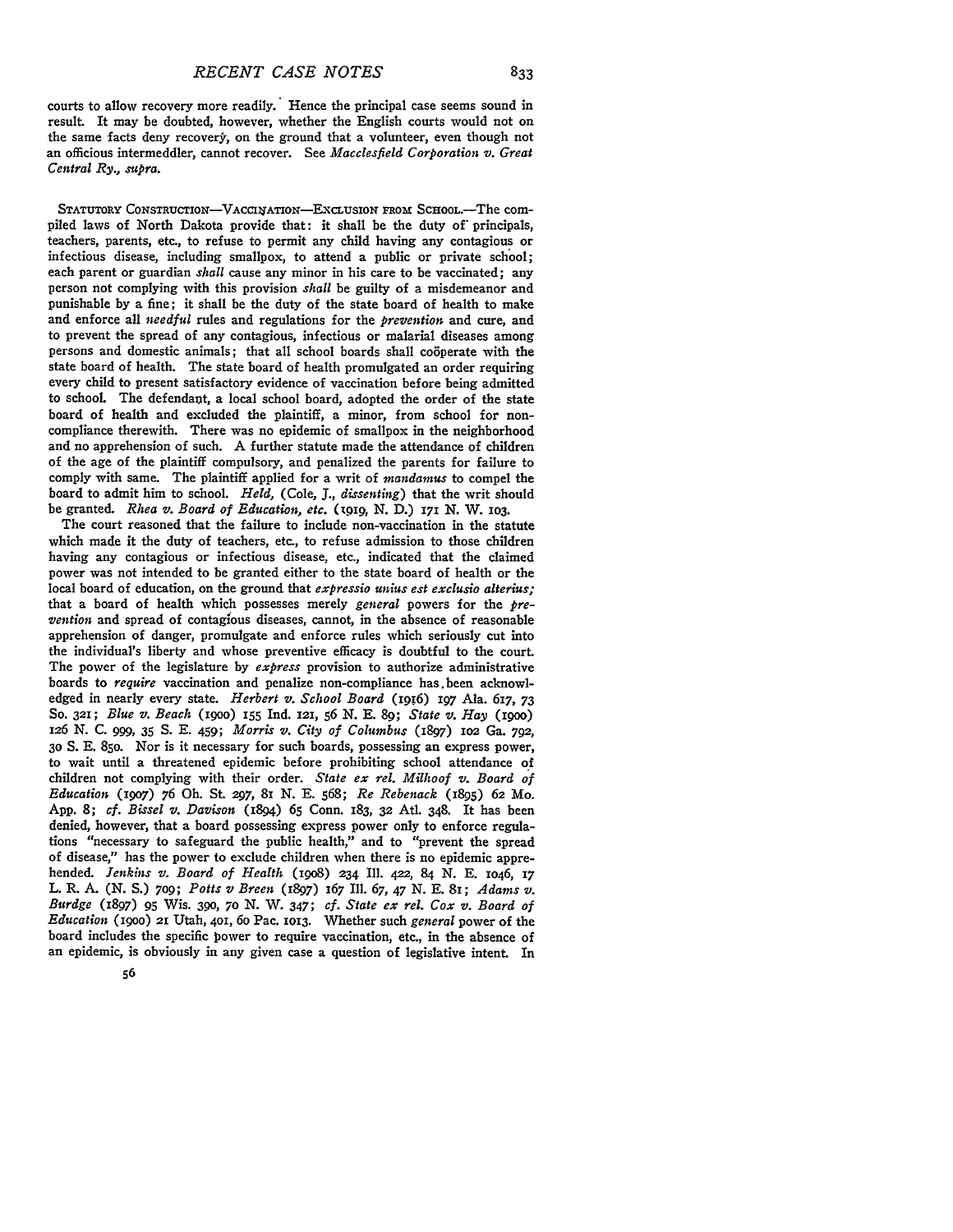courts to allow recovery more readily. Hence the principal case seems sound in result. It may be doubted, however, whether the English courts would not on the same facts deny recovery, on the ground that a volunteer, even though not an officious intermeddler, cannot recover. See *Macclesfield Corporation v. Great Central Ry., supra.*

STATUTORY CONSTRUCTION—VACCINATION—EXCLUSION FROM SCHOOL.—The compiled laws of North Dakota provide that: it shall be the duty of principals, teachers, parents, etc., to refuse to permit any child having any contagious or infectious disease, including smallpox, to attend a public or private school; each parent or guardian *shall* cause any minor in his care to be vaccinated; any person not complying with this provision *shall* be guilty of a misdemeanor and punishable by a fine; it shall be the duty of the state board of health to make and enforce all *needful* rules and regulations for the *prevention* and cure, and to prevent the spread of any contagious, infectious or malarial diseases among persons and domestic animals; that all school boards shall coöperate with the state board of health. The state board of health promulgated an order requiring every child to present satisfactory evidence of vaccination before being admitted to school. The defendant, a local school board, adopted the order of the state board of health and excluded the plaintiff, a minor, from school for noncompliance therewith. There was no epidemic of smallpox in the neighborhood and no apprehension of such. A further statute made the attendance of children of the age of the plaintiff compulsory, and penalized the parents for failure to comply with same. The plaintiff applied for a writ of *mandamus* to compel the board to admit him to school. *Held,* (Cole, J., *dissenting*) that the writ should be granted. *Rhea v. Board of Education, etc.* (1919, N. D.) 171 N. W. 103.

The court reasoned that the failure to include non-vaccination in the statute which made it the duty of teachers, etc., to refuse admission to those children having any contagious or infectious disease, etc., indicated that the claimed power was not intended to be granted either to the state board of health or the local board of education, on the ground that *expressio unius est exclusio alterius;* that a board of health which possesses merely *general* powers for the *prevention* and spread of contagious diseases, cannot, in the absence of reasonable apprehension of danger, promulgate and enforce rules which seriously cut into the individual's liberty and whose preventive efficacy is doubtful to the court. The power of the legislature by *express* provision to authorize administrative boards to *require* vaccination and penalize non-compliance has been acknowledged in nearly every state. *Herbert v. School Board* (1916) 197 Ala. 617, 73 So. 321; *Blue v. Beach* (1900) 155 Ind. 121, 56 N. E. 89; *State v. Hay* (1900) 126 N. C. 999, 35 S. E. 459; *Morris v. City of Columbus* (1897) 102 Ga. 792, 30 S. E. 850. Nor is it necessary for such boards, possessing an express power, to wait until a threatened epidemic before prohibiting school attendance of children not complying with their order. *State ex rel. Milhoof v. Board of Education* (1907) 76 Oh. St. 297, 81 N. E. 568; *Re Rebenack* (1895) 62 Mo. App. 8; *cf. Bissel v. Davison* (1894) 65 Conn. 183, 32 Atl. 348. It has been denied, however, that a board possessing express power only to enforce regulations "necessary to safeguard the public health," and to "prevent the spread of disease," has the power to exclude children when there is no epidemic apprehended. *Jenkins v. Board of Health* (1908) 234 Ill. 422, 84 N. E. 1046, 17 L. R. A. (N. S.) 709; *Potts v Breen* (1897) 167 Ill. 67, 47 N. E. 81; *Adams v. Burdge* (1897) 95 Wis. 390, 70 N. W. 347; *cf. State ex rel. Cox v. Board of Education* (1900) 21 Utah, 401, 60 Pac. 1013. Whether such *general* power of the board includes the specific power to require vaccination, etc., in the absence of an epidemic, is obviously in any given case a question of legislative intent. In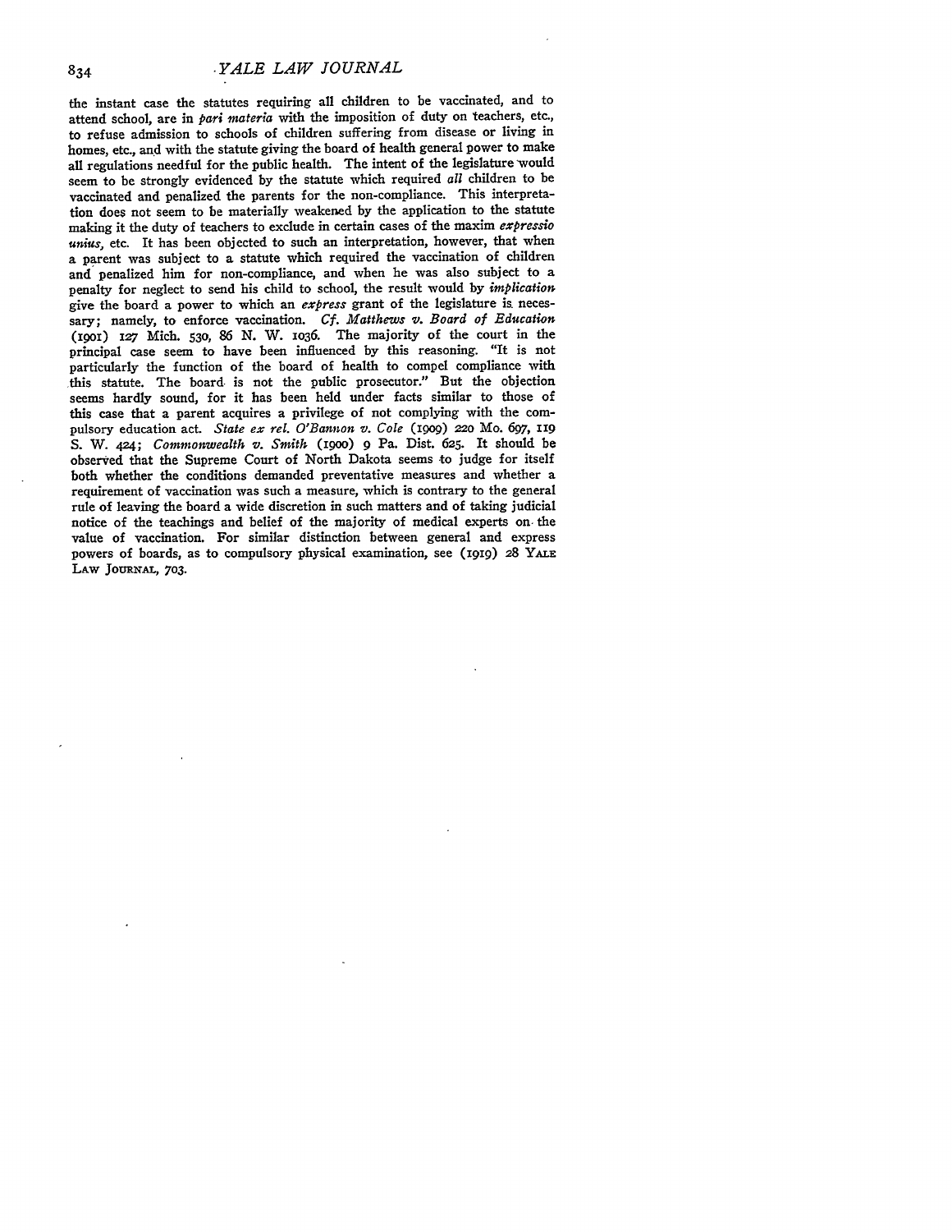the instant case the statutes requiring all children to be vaccinated, and to attend school, are in *pari materia* with the imposition of duty on teachers, etc., to refuse admission to schools of children suffering from disease or living in homes, etc., and with the statute giving the board of health general power to make all regulations needful for the public health. The intent of the legislature would seem to be strongly evidenced by the statute which required *all* children to be vaccinated and penalized the parents for the non-compliance. This interpretation does not seem to be materially weakened by the application to the statute making it the duty of teachers to exclude in certain cases of the maxim *expressio unius*, etc. It has been objected to such an interpretation, however, that when a parent was subject to a statute which required the vaccination of children and penalized him for non-compliance, and when he was also subject to a penalty for neglect to send his child to school, the result would by *implication* give the board a power to which an *express* grant of the legislature is necessary; namely, to enforce vaccination. *Cf. Matthews v. Board of Education* (1901) 127 Mich. 530, 86 N. W. 1036. The majority of the court in the principal case seem to have been influenced by this reasoning. "It is not particularly the function of the board of health to compel compliance with this statute. The board is not the public prosecutor." But the objection seems hardly sound, for it has been held under facts similar to those of this case that a parent acquires a privilege of not complying with the compulsory education act. *State ex rel. O'Bannon v. Cole* (1909) 220 Mo. 697, 119 S. W. 424; *Commonwealth v. Smith* (1900) 9 Pa. Dist. 625. It should be observed that the Supreme Court of North Dakota seems to judge for itself both whether the conditions demanded preventative measures and whether a requirement of vaccination was such a measure, which is contrary to the general rule of leaving the board a wide discretion in such matters and of taking judicial notice of the teachings and belief of the majority of medical experts on the value of vaccination. For similar distinction between general and express powers of boards, as to compulsory physical examination, see (1919) 28 YALE LAW JOURNAL, 703.